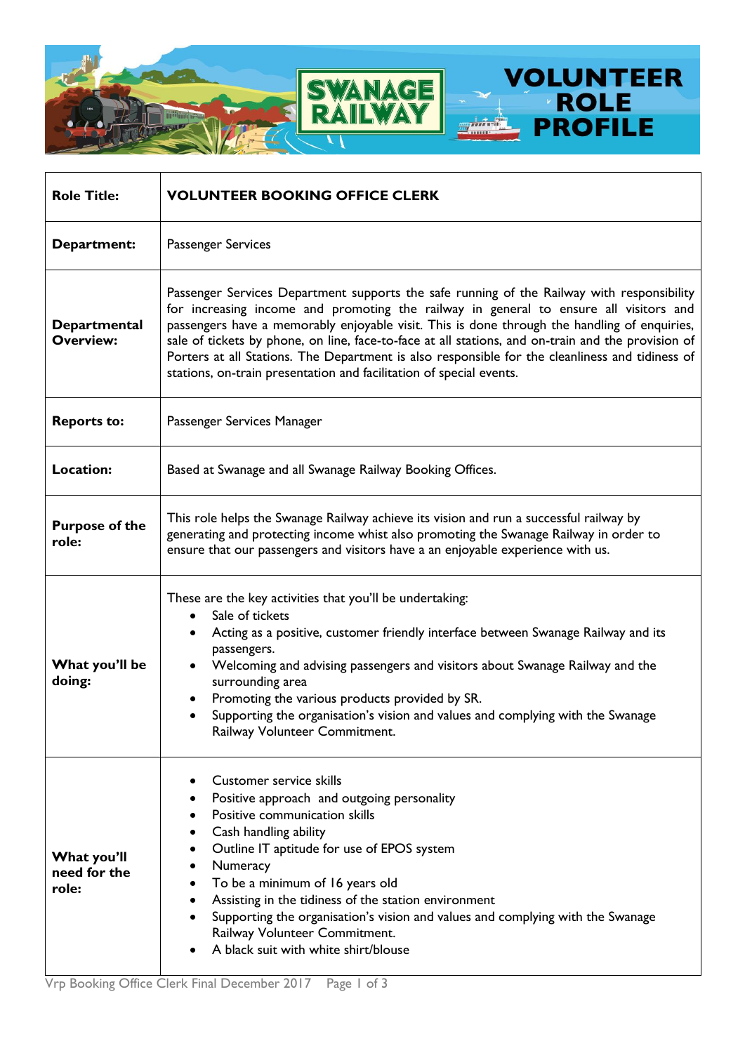# SWANAGE RAILWAY VOLUNTEER ROLE PROFILE

| | |
|---|---|
| **Role Title:** | **VOLUNTEER BOOKING OFFICE CLERK** |
| **Department:** | Passenger Services |
| **Departmental Overview:** | Passenger Services Department supports the safe running of the Railway with responsibility for increasing income and promoting the railway in general to ensure all visitors and passengers have a memorably enjoyable visit. This is done through the handling of enquiries, sale of tickets by phone, on line, face-to-face at all stations, and on-train and the provision of Porters at all Stations. The Department is also responsible for the cleanliness and tidiness of stations, on-train presentation and facilitation of special events. |
| **Reports to:** | Passenger Services Manager |
| **Location:** | Based at Swanage and all Swanage Railway Booking Offices. |
| **Purpose of the role:** | This role helps the Swanage Railway achieve its vision and run a successful railway by generating and protecting income whist also promoting the Swanage Railway in order to ensure that our passengers and visitors have a an enjoyable experience with us. |
| **What you'll be doing:** | These are the key activities that you'll be undertaking:<br>• Sale of tickets<br>• Acting as a positive, customer friendly interface between Swanage Railway and its passengers.<br>• Welcoming and advising passengers and visitors about Swanage Railway and the surrounding area<br>• Promoting the various products provided by SR.<br>• Supporting the organisation's vision and values and complying with the Swanage Railway Volunteer Commitment. |
| **What you'll need for the role:** | • Customer service skills<br>• Positive approach and outgoing personality<br>• Positive communication skills<br>• Cash handling ability<br>• Outline IT aptitude for use of EPOS system<br>• Numeracy<br>• To be a minimum of 16 years old<br>• Assisting in the tidiness of the station environment<br>• Supporting the organisation's vision and values and complying with the Swanage Railway Volunteer Commitment.<br>• A black suit with white shirt/blouse |

Vrp Booking Office Clerk Final December 2017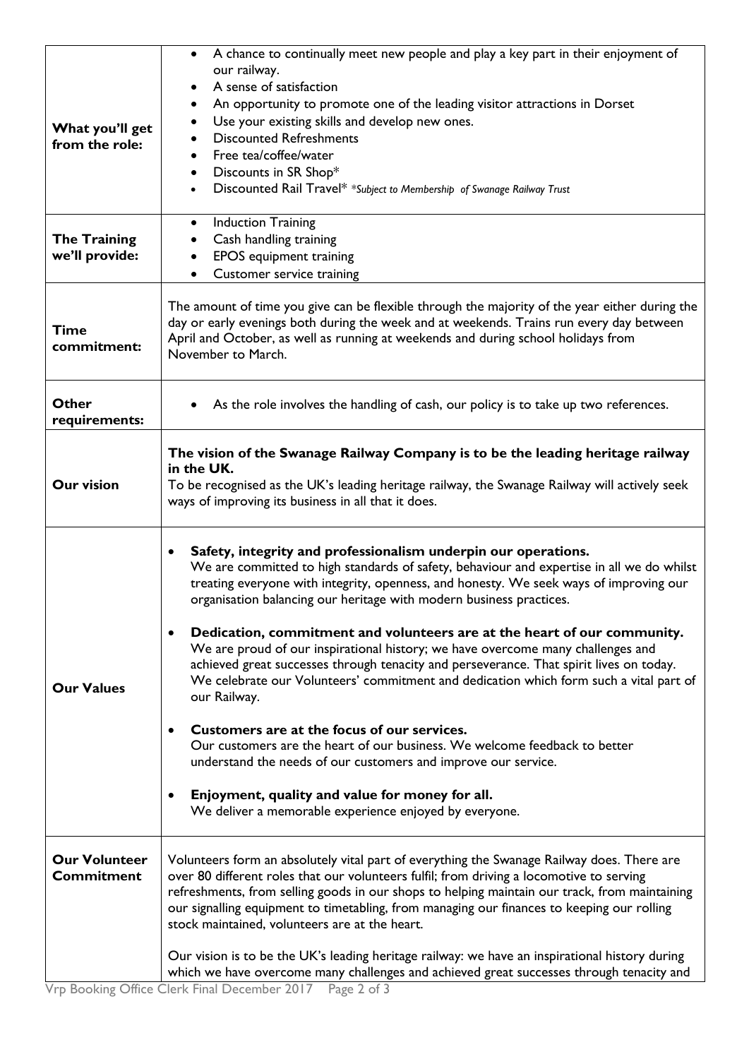| | |
|---|---|
| **What you'll get from the role:** | • A chance to continually meet new people and play a key part in their enjoyment of our railway.<br>• A sense of satisfaction<br>• An opportunity to promote one of the leading visitor attractions in Dorset<br>• Use your existing skills and develop new ones.<br>• Discounted Refreshments<br>• Free tea/coffee/water<br>• Discounts in SR Shop*<br>• Discounted Rail Travel* *\*Subject to Membership of Swanage Railway Trust* |
| **The Training we'll provide:** | • Induction Training<br>• Cash handling training<br>• EPOS equipment training<br>• Customer service training |
| **Time commitment:** | The amount of time you give can be flexible through the majority of the year either during the day or early evenings both during the week and at weekends. Trains run every day between April and October, as well as running at weekends and during school holidays from November to March. |
| **Other requirements:** | • As the role involves the handling of cash, our policy is to take up two references. |
| **Our vision** | **The vision of the Swanage Railway Company is to be the leading heritage railway in the UK.**<br>To be recognised as the UK's leading heritage railway, the Swanage Railway will actively seek ways of improving its business in all that it does. |
| **Our Values** | • **Safety, integrity and professionalism underpin our operations.**<br>We are committed to high standards of safety, behaviour and expertise in all we do whilst treating everyone with integrity, openness, and honesty. We seek ways of improving our organisation balancing our heritage with modern business practices.<br><br>• **Dedication, commitment and volunteers are at the heart of our community.**<br>We are proud of our inspirational history; we have overcome many challenges and achieved great successes through tenacity and perseverance. That spirit lives on today. We celebrate our Volunteers' commitment and dedication which form such a vital part of our Railway.<br><br>• **Customers are at the focus of our services.**<br>Our customers are the heart of our business. We welcome feedback to better understand the needs of our customers and improve our service.<br><br>• **Enjoyment, quality and value for money for all.**<br>We deliver a memorable experience enjoyed by everyone. |
| **Our Volunteer Commitment** | Volunteers form an absolutely vital part of everything the Swanage Railway does. There are over 80 different roles that our volunteers fulfil; from driving a locomotive to serving refreshments, from selling goods in our shops to helping maintain our track, from maintaining our signalling equipment to timetabling, from managing our finances to keeping our rolling stock maintained, volunteers are at the heart.<br><br>Our vision is to be the UK's leading heritage railway: we have an inspirational history during which we have overcome many challenges and achieved great successes through tenacity and |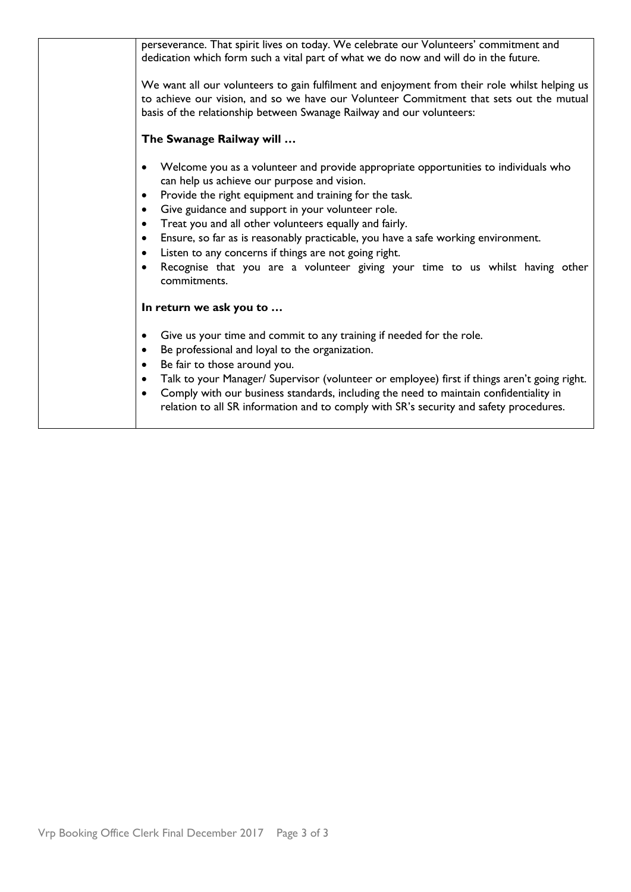perseverance. That spirit lives on today. We celebrate our Volunteers' commitment and dedication which form such a vital part of what we do now and will do in the future.

We want all our volunteers to gain fulfilment and enjoyment from their role whilst helping us to achieve our vision, and so we have our Volunteer Commitment that sets out the mutual basis of the relationship between Swanage Railway and our volunteers:

**The Swanage Railway will …**

- Welcome you as a volunteer and provide appropriate opportunities to individuals who can help us achieve our purpose and vision.
- Provide the right equipment and training for the task.
- Give guidance and support in your volunteer role.
- Treat you and all other volunteers equally and fairly.
- Ensure, so far as is reasonably practicable, you have a safe working environment.
- Listen to any concerns if things are not going right.
- Recognise that you are a volunteer giving your time to us whilst having other commitments.

**In return we ask you to …**

- Give us your time and commit to any training if needed for the role.
- Be professional and loyal to the organization.
- Be fair to those around you.
- Talk to your Manager/ Supervisor (volunteer or employee) first if things aren't going right.
- Comply with our business standards, including the need to maintain confidentiality in relation to all SR information and to comply with SR's security and safety procedures.

Vrp Booking Office Clerk Final December 2017